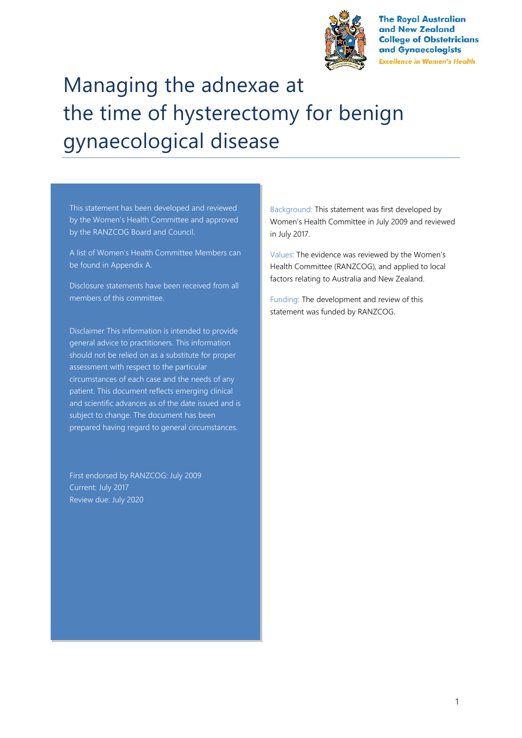The Royal Australian and New Zealand College of Obstetricians and Gynaecologists

*Excellence in Women's Health*

# Managing the adnexae at the time of hysterectomy for benign gynaecological disease

This statement has been developed and reviewed by the Women's Health Committee and approved by the RANZCOG Board and Council.

A list of Women's Health Committee Members can be found in Appendix A.

Disclosure statements have been received from all members of this committee.

Disclaimer This information is intended to provide general advice to practitioners. This information should not be relied on as a substitute for proper assessment with respect to the particular circumstances of each case and the needs of any patient. This document reflects emerging clinical and scientific advances as of the date issued and is subject to change. The document has been prepared having regard to general circumstances.

First endorsed by RANZCOG: July 2009
Current: July 2017
Review due: July 2020

Background: This statement was first developed by Women's Health Committee in July 2009 and reviewed in July 2017.

Values: The evidence was reviewed by the Women's Health Committee (RANZCOG), and applied to local factors relating to Australia and New Zealand.

Funding: The development and review of this statement was funded by RANZCOG.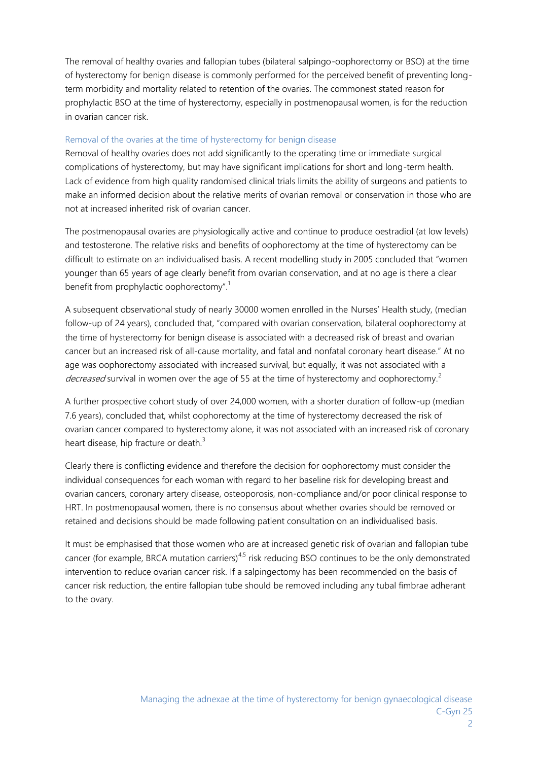The removal of healthy ovaries and fallopian tubes (bilateral salpingo-oophorectomy or BSO) at the time of hysterectomy for benign disease is commonly performed for the perceived benefit of preventing long-term morbidity and mortality related to retention of the ovaries. The commonest stated reason for prophylactic BSO at the time of hysterectomy, especially in postmenopausal women, is for the reduction in ovarian cancer risk.

## Removal of the ovaries at the time of hysterectomy for benign disease

Removal of healthy ovaries does not add significantly to the operating time or immediate surgical complications of hysterectomy, but may have significant implications for short and long-term health. Lack of evidence from high quality randomised clinical trials limits the ability of surgeons and patients to make an informed decision about the relative merits of ovarian removal or conservation in those who are not at increased inherited risk of ovarian cancer.

The postmenopausal ovaries are physiologically active and continue to produce oestradiol (at low levels) and testosterone. The relative risks and benefits of oophorectomy at the time of hysterectomy can be difficult to estimate on an individualised basis. A recent modelling study in 2005 concluded that "women younger than 65 years of age clearly benefit from ovarian conservation, and at no age is there a clear benefit from prophylactic oophorectomy".[1]

A subsequent observational study of nearly 30000 women enrolled in the Nurses' Health study, (median follow-up of 24 years), concluded that, "compared with ovarian conservation, bilateral oophorectomy at the time of hysterectomy for benign disease is associated with a decreased risk of breast and ovarian cancer but an increased risk of all-cause mortality, and fatal and nonfatal coronary heart disease." At no age was oophorectomy associated with increased survival, but equally, it was not associated with a *decreased* survival in women over the age of 55 at the time of hysterectomy and oophorectomy.[2]

A further prospective cohort study of over 24,000 women, with a shorter duration of follow-up (median 7.6 years), concluded that, whilst oophorectomy at the time of hysterectomy decreased the risk of ovarian cancer compared to hysterectomy alone, it was not associated with an increased risk of coronary heart disease, hip fracture or death.[3]

Clearly there is conflicting evidence and therefore the decision for oophorectomy must consider the individual consequences for each woman with regard to her baseline risk for developing breast and ovarian cancers, coronary artery disease, osteoporosis, non-compliance and/or poor clinical response to HRT. In postmenopausal women, there is no consensus about whether ovaries should be removed or retained and decisions should be made following patient consultation on an individualised basis.

It must be emphasised that those women who are at increased genetic risk of ovarian and fallopian tube cancer (for example, BRCA mutation carriers)[4,5] risk reducing BSO continues to be the only demonstrated intervention to reduce ovarian cancer risk. If a salpingectomy has been recommended on the basis of cancer risk reduction, the entire fallopian tube should be removed including any tubal fimbrae adherant to the ovary.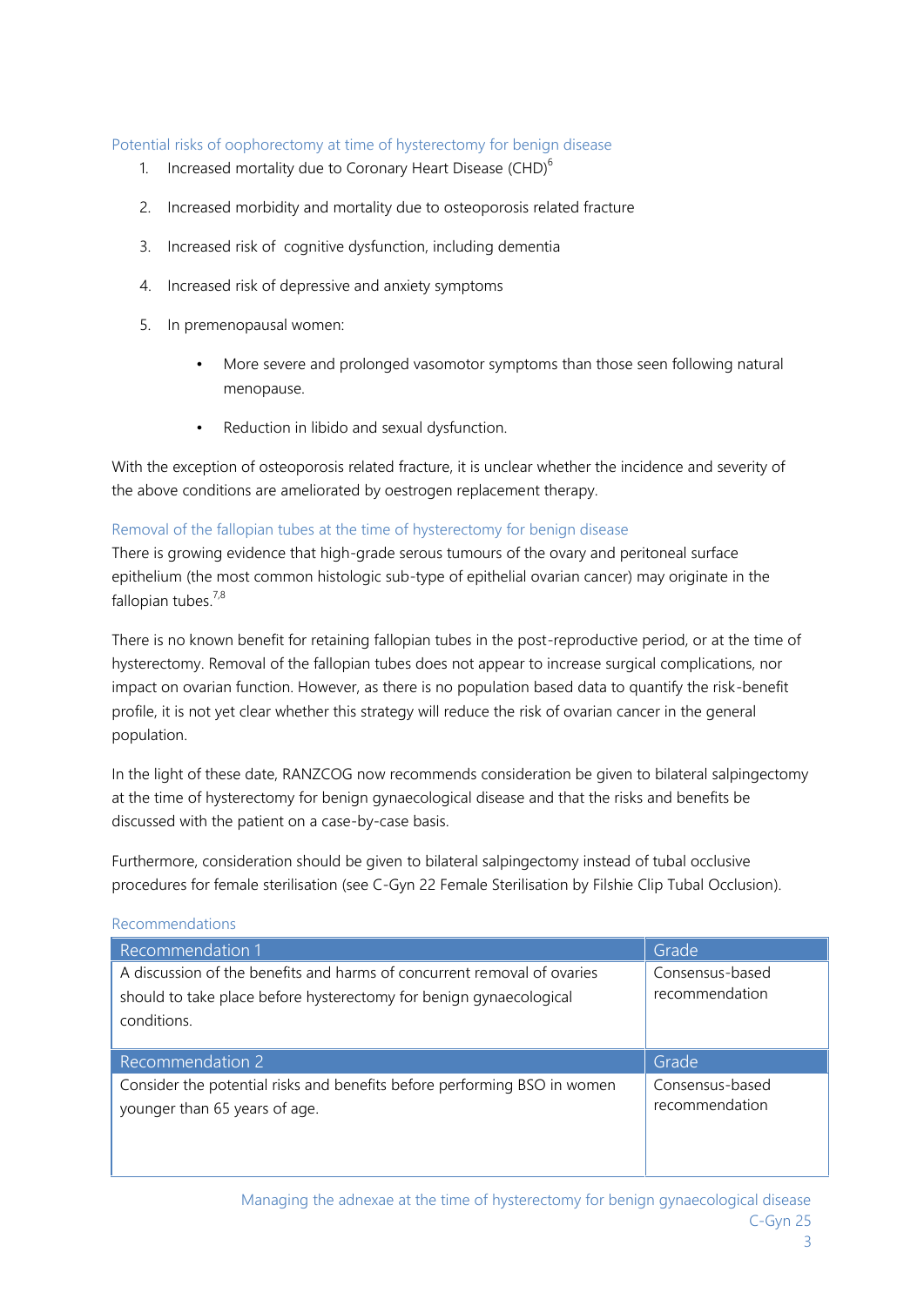### Potential risks of oophorectomy at time of hysterectomy for benign disease

1. Increased mortality due to Coronary Heart Disease (CHD)[6]
2. Increased morbidity and mortality due to osteoporosis related fracture
3. Increased risk of cognitive dysfunction, including dementia
4. Increased risk of depressive and anxiety symptoms
5. In premenopausal women:
   - More severe and prolonged vasomotor symptoms than those seen following natural menopause.
   - Reduction in libido and sexual dysfunction.

With the exception of osteoporosis related fracture, it is unclear whether the incidence and severity of the above conditions are ameliorated by oestrogen replacement therapy.

### Removal of the fallopian tubes at the time of hysterectomy for benign disease

There is growing evidence that high-grade serous tumours of the ovary and peritoneal surface epithelium (the most common histologic sub-type of epithelial ovarian cancer) may originate in the fallopian tubes.[7,8]

There is no known benefit for retaining fallopian tubes in the post-reproductive period, or at the time of hysterectomy. Removal of the fallopian tubes does not appear to increase surgical complications, nor impact on ovarian function. However, as there is no population based data to quantify the risk-benefit profile, it is not yet clear whether this strategy will reduce the risk of ovarian cancer in the general population.

In the light of these date, RANZCOG now recommends consideration be given to bilateral salpingectomy at the time of hysterectomy for benign gynaecological disease and that the risks and benefits be discussed with the patient on a case-by-case basis.

Furthermore, consideration should be given to bilateral salpingectomy instead of tubal occlusive procedures for female sterilisation (see C-Gyn 22 Female Sterilisation by Filshie Clip Tubal Occlusion).

### Recommendations

| Recommendation 1 | Grade |
|---|---|
| A discussion of the benefits and harms of concurrent removal of ovaries should to take place before hysterectomy for benign gynaecological conditions. | Consensus-based recommendation |

| Recommendation 2 | Grade |
|---|---|
| Consider the potential risks and benefits before performing BSO in women younger than 65 years of age. | Consensus-based recommendation |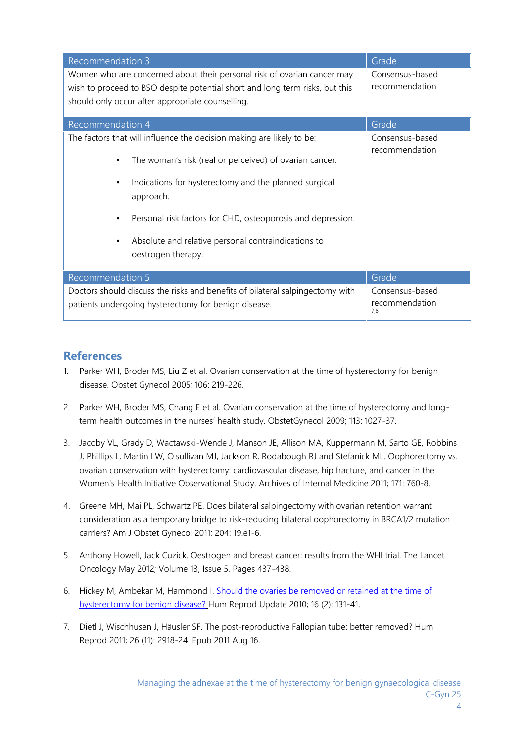| Recommendation 3 | Grade |
| --- | --- |
| Women who are concerned about their personal risk of ovarian cancer may wish to proceed to BSO despite potential short and long term risks, but this should only occur after appropriate counselling. | Consensus-based recommendation |

| Recommendation 4 | Grade |
| --- | --- |
| The factors that will influence the decision making are likely to be:<br>• The woman's risk (real or perceived) of ovarian cancer.<br>• Indications for hysterectomy and the planned surgical approach.<br>• Personal risk factors for CHD, osteoporosis and depression.<br>• Absolute and relative personal contraindications to oestrogen therapy. | Consensus-based recommendation |

| Recommendation 5 | Grade |
| --- | --- |
| Doctors should discuss the risks and benefits of bilateral salpingectomy with patients undergoing hysterectomy for benign disease. | Consensus-based recommendation [7,8] |

## References

1. Parker WH, Broder MS, Liu Z et al. Ovarian conservation at the time of hysterectomy for benign disease. Obstet Gynecol 2005; 106: 219-226.

2. Parker WH, Broder MS, Chang E et al. Ovarian conservation at the time of hysterectomy and long-term health outcomes in the nurses' health study. ObstetGynecol 2009; 113: 1027-37.

3. Jacoby VL, Grady D, Wactawski-Wende J, Manson JE, Allison MA, Kuppermann M, Sarto GE, Robbins J, Phillips L, Martin LW, O'sullivan MJ, Jackson R, Rodabough RJ and Stefanick ML. Oophorectomy vs. ovarian conservation with hysterectomy: cardiovascular disease, hip fracture, and cancer in the Women's Health Initiative Observational Study. Archives of Internal Medicine 2011; 171: 760-8.

4. Greene MH, Mai PL, Schwartz PE. Does bilateral salpingectomy with ovarian retention warrant consideration as a temporary bridge to risk-reducing bilateral oophorectomy in BRCA1/2 mutation carriers? Am J Obstet Gynecol 2011; 204: 19.e1-6.

5. Anthony Howell, Jack Cuzick. Oestrogen and breast cancer: results from the WHI trial. The Lancet Oncology May 2012; Volume 13, Issue 5, Pages 437-438.

6. Hickey M, Ambekar M, Hammond I. Should the ovaries be removed or retained at the time of hysterectomy for benign disease? Hum Reprod Update 2010; 16 (2): 131-41.

7. Dietl J, Wischhusen J, Häusler SF. The post-reproductive Fallopian tube: better removed? Hum Reprod 2011; 26 (11): 2918-24. Epub 2011 Aug 16.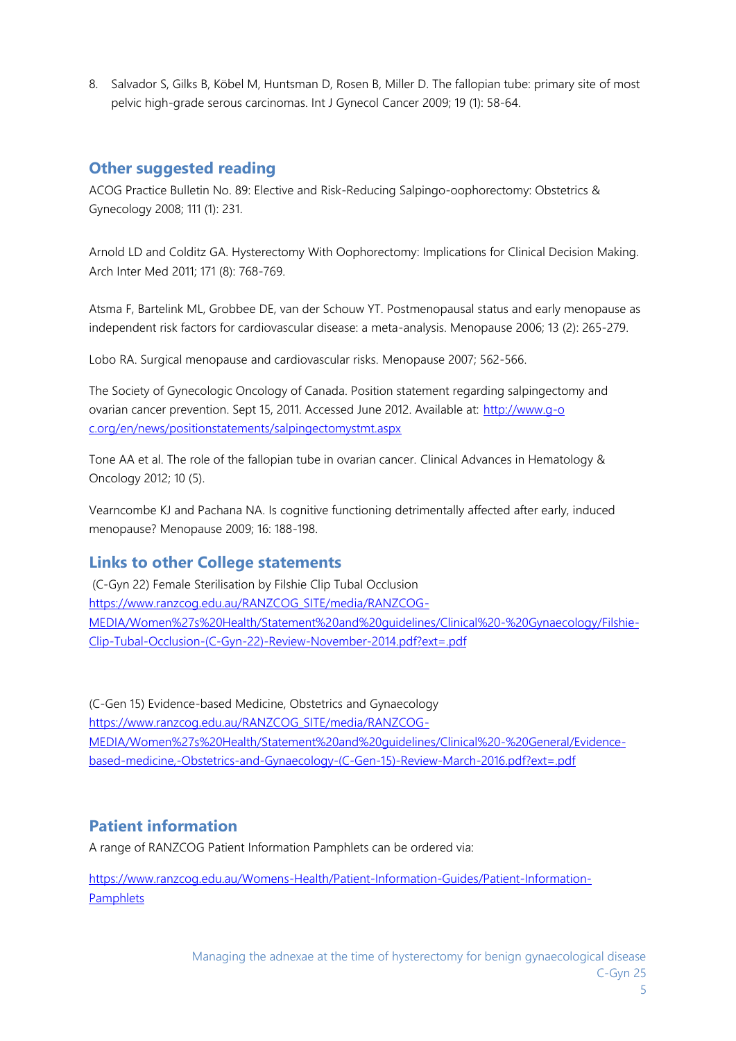8. Salvador S, Gilks B, Köbel M, Huntsman D, Rosen B, Miller D. The fallopian tube: primary site of most pelvic high-grade serous carcinomas. Int J Gynecol Cancer 2009; 19 (1): 58-64.

## Other suggested reading

ACOG Practice Bulletin No. 89: Elective and Risk-Reducing Salpingo-oophorectomy: Obstetrics & Gynecology 2008; 111 (1): 231.

Arnold LD and Colditz GA. Hysterectomy With Oophorectomy: Implications for Clinical Decision Making. Arch Inter Med 2011; 171 (8): 768-769.

Atsma F, Bartelink ML, Grobbee DE, van der Schouw YT. Postmenopausal status and early menopause as independent risk factors for cardiovascular disease: a meta-analysis. Menopause 2006; 13 (2): 265-279.

Lobo RA. Surgical menopause and cardiovascular risks. Menopause 2007; 562-566.

The Society of Gynecologic Oncology of Canada. Position statement regarding salpingectomy and ovarian cancer prevention. Sept 15, 2011. Accessed June 2012. Available at: [http://www.g-oc.org/en/news/positionstatements/salpingectomystmt.aspx](http://www.g-oc.org/en/news/positionstatements/salpingectomystmt.aspx)

Tone AA et al. The role of the fallopian tube in ovarian cancer. Clinical Advances in Hematology & Oncology 2012; 10 (5).

Vearncombe KJ and Pachana NA. Is cognitive functioning detrimentally affected after early, induced menopause? Menopause 2009; 16: 188-198.

## Links to other College statements

(C-Gyn 22) Female Sterilisation by Filshie Clip Tubal Occlusion
[https://www.ranzcog.edu.au/RANZCOG_SITE/media/RANZCOG-MEDIA/Women%27s%20Health/Statement%20and%20guidelines/Clinical%20-%20Gynaecology/Filshie-Clip-Tubal-Occlusion-(C-Gyn-22)-Review-November-2014.pdf?ext=.pdf](https://www.ranzcog.edu.au/RANZCOG_SITE/media/RANZCOG-MEDIA/Women%27s%20Health/Statement%20and%20guidelines/Clinical%20-%20Gynaecology/Filshie-Clip-Tubal-Occlusion-(C-Gyn-22)-Review-November-2014.pdf?ext=.pdf)

(C-Gen 15) Evidence-based Medicine, Obstetrics and Gynaecology
[https://www.ranzcog.edu.au/RANZCOG_SITE/media/RANZCOG-MEDIA/Women%27s%20Health/Statement%20and%20guidelines/Clinical%20-%20General/Evidence-based-medicine,-Obstetrics-and-Gynaecology-(C-Gen-15)-Review-March-2016.pdf?ext=.pdf](https://www.ranzcog.edu.au/RANZCOG_SITE/media/RANZCOG-MEDIA/Women%27s%20Health/Statement%20and%20guidelines/Clinical%20-%20General/Evidence-based-medicine,-Obstetrics-and-Gynaecology-(C-Gen-15)-Review-March-2016.pdf?ext=.pdf)

## Patient information

A range of RANZCOG Patient Information Pamphlets can be ordered via:

[https://www.ranzcog.edu.au/Womens-Health/Patient-Information-Guides/Patient-Information-Pamphlets](https://www.ranzcog.edu.au/Womens-Health/Patient-Information-Guides/Patient-Information-Pamphlets)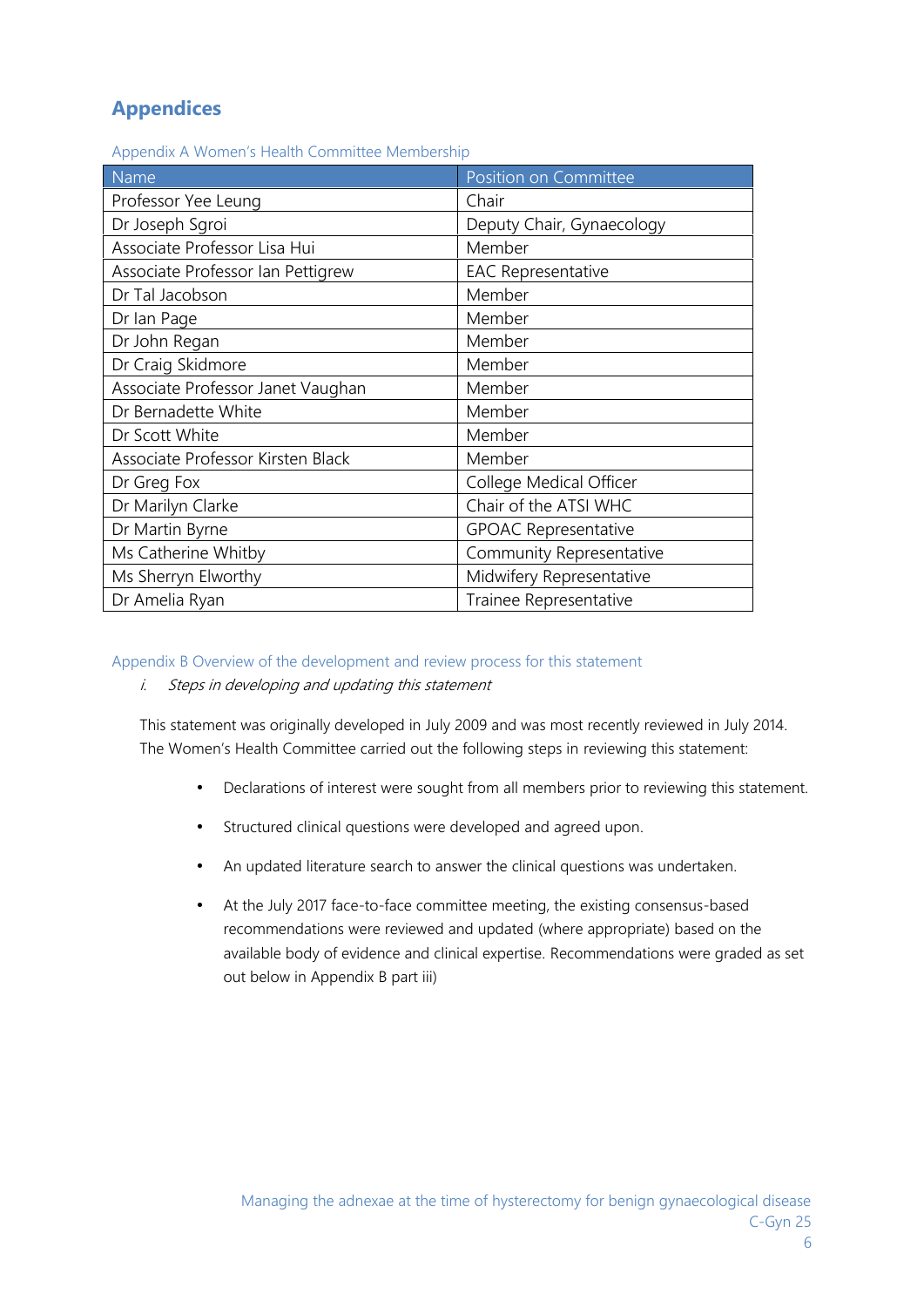# Appendices

## Appendix A Women's Health Committee Membership

| Name | Position on Committee |
| --- | --- |
| Professor Yee Leung | Chair |
| Dr Joseph Sgroi | Deputy Chair, Gynaecology |
| Associate Professor Lisa Hui | Member |
| Associate Professor Ian Pettigrew | EAC Representative |
| Dr Tal Jacobson | Member |
| Dr Ian Page | Member |
| Dr John Regan | Member |
| Dr Craig Skidmore | Member |
| Associate Professor Janet Vaughan | Member |
| Dr Bernadette White | Member |
| Dr Scott White | Member |
| Associate Professor Kirsten Black | Member |
| Dr Greg Fox | College Medical Officer |
| Dr Marilyn Clarke | Chair of the ATSI WHC |
| Dr Martin Byrne | GPOAC Representative |
| Ms Catherine Whitby | Community Representative |
| Ms Sherryn Elworthy | Midwifery Representative |
| Dr Amelia Ryan | Trainee Representative |

## Appendix B Overview of the development and review process for this statement

*i. Steps in developing and updating this statement*

This statement was originally developed in July 2009 and was most recently reviewed in July 2014. The Women's Health Committee carried out the following steps in reviewing this statement:

- Declarations of interest were sought from all members prior to reviewing this statement.
- Structured clinical questions were developed and agreed upon.
- An updated literature search to answer the clinical questions was undertaken.
- At the July 2017 face-to-face committee meeting, the existing consensus-based recommendations were reviewed and updated (where appropriate) based on the available body of evidence and clinical expertise. Recommendations were graded as set out below in Appendix B part iii)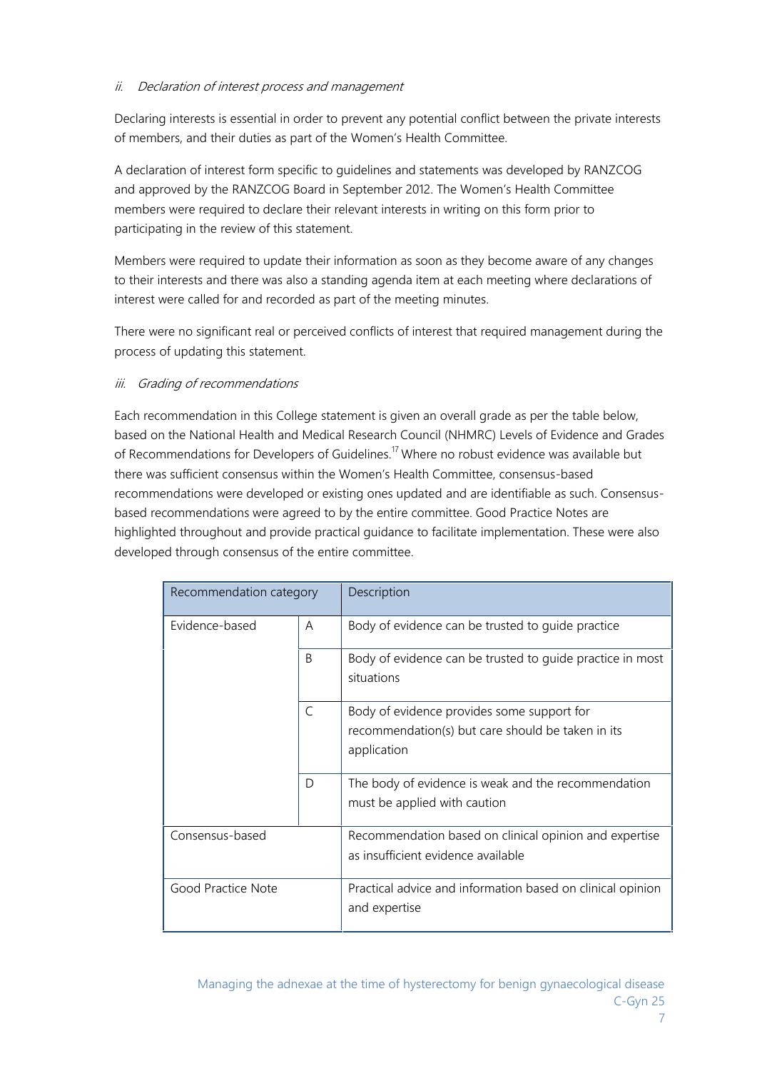*ii. Declaration of interest process and management*

Declaring interests is essential in order to prevent any potential conflict between the private interests of members, and their duties as part of the Women's Health Committee.

A declaration of interest form specific to guidelines and statements was developed by RANZCOG and approved by the RANZCOG Board in September 2012. The Women's Health Committee members were required to declare their relevant interests in writing on this form prior to participating in the review of this statement.

Members were required to update their information as soon as they become aware of any changes to their interests and there was also a standing agenda item at each meeting where declarations of interest were called for and recorded as part of the meeting minutes.

There were no significant real or perceived conflicts of interest that required management during the process of updating this statement.

*iii. Grading of recommendations*

Each recommendation in this College statement is given an overall grade as per the table below, based on the National Health and Medical Research Council (NHMRC) Levels of Evidence and Grades of Recommendations for Developers of Guidelines.[17] Where no robust evidence was available but there was sufficient consensus within the Women's Health Committee, consensus-based recommendations were developed or existing ones updated and are identifiable as such. Consensus-based recommendations were agreed to by the entire committee. Good Practice Notes are highlighted throughout and provide practical guidance to facilitate implementation. These were also developed through consensus of the entire committee.

| Recommendation category | | Description |
|---|---|---|
| Evidence-based | A | Body of evidence can be trusted to guide practice |
| | B | Body of evidence can be trusted to guide practice in most situations |
| | C | Body of evidence provides some support for recommendation(s) but care should be taken in its application |
| | D | The body of evidence is weak and the recommendation must be applied with caution |
| Consensus-based | | Recommendation based on clinical opinion and expertise as insufficient evidence available |
| Good Practice Note | | Practical advice and information based on clinical opinion and expertise |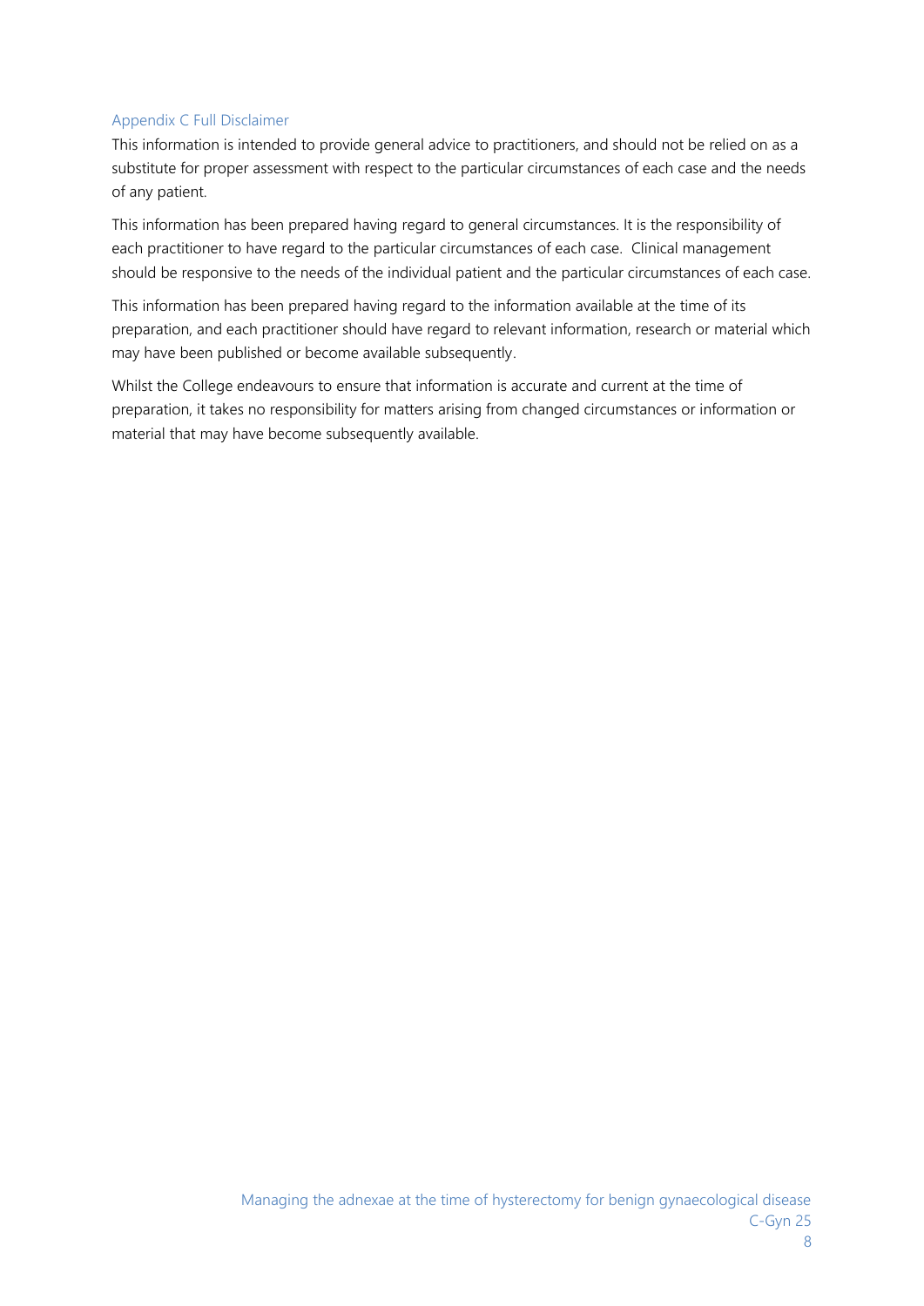## Appendix C Full Disclaimer

This information is intended to provide general advice to practitioners, and should not be relied on as a substitute for proper assessment with respect to the particular circumstances of each case and the needs of any patient.

This information has been prepared having regard to general circumstances. It is the responsibility of each practitioner to have regard to the particular circumstances of each case. Clinical management should be responsive to the needs of the individual patient and the particular circumstances of each case.

This information has been prepared having regard to the information available at the time of its preparation, and each practitioner should have regard to relevant information, research or material which may have been published or become available subsequently.

Whilst the College endeavours to ensure that information is accurate and current at the time of preparation, it takes no responsibility for matters arising from changed circumstances or information or material that may have become subsequently available.